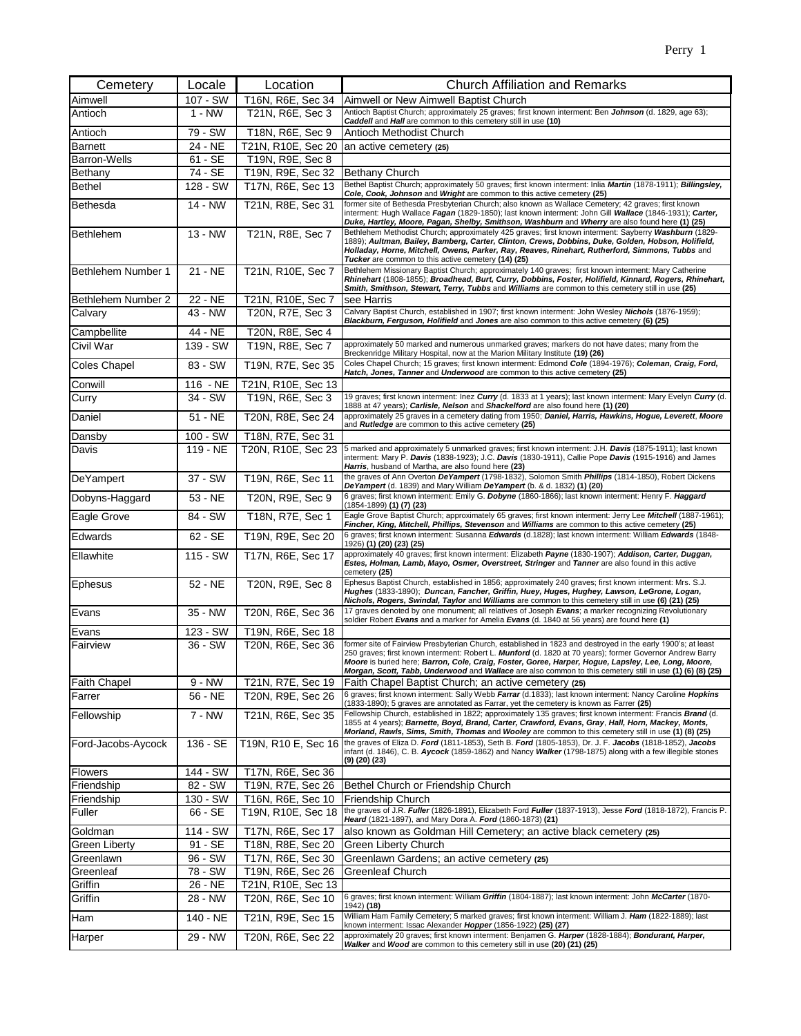| Cemetery | Locale | Location | Church Affiliation and Remarks |
|---|---|---|---|
| Aimwell | 107 - SW | T16N, R6E, Sec 34 | Aimwell or New Aimwell Baptist Church |
| Antioch | 1 - NW | T21N, R6E, Sec 3 | Antioch Baptist Church; approximately 25 graves; first known interment: Ben ***Johnson*** (d. 1829, age 63); ***Caddell*** and ***Hall*** are common to this cemetery still in use **(10)** |
| Antioch | 79 - SW | T18N, R6E, Sec 9 | Antioch Methodist Church |
| Barnett | 24 - NE | T21N, R10E, Sec 20 | an active cemetery **(25)** |
| Barron-Wells | 61 - SE | T19N, R9E, Sec 8 | |
| Bethany | 74 - SE | T19N, R9E, Sec 32 | Bethany Church |
| Bethel | 128 - SW | T17N, R6E, Sec 13 | Bethel Baptist Church; approximately 50 graves; first known interment: Inlia ***Martin*** (1878-1911); ***Billingsley, Cole, Cook, Johnson*** and ***Wright*** are common to this active cemetery **(25)** |
| Bethesda | 14 - NW | T21N, R8E, Sec 31 | former site of Bethesda Presbyterian Church; also known as Wallace Cemetery; 42 graves; first known interment: Hugh Wallace ***Fagan*** (1829-1850); last known interment: John Gill ***Wallace*** (1846-1931); ***Carter, Duke, Hartley, Moore, Pagan, Shelby, Smithson, Washburn*** and ***Wherry*** are also found here **(1) (25)** |
| Bethlehem | 13 - NW | T21N, R8E, Sec 7 | Bethlehem Methodist Church; approximately 425 graves; first known interment: Sayberry ***Washburn*** (1829-1889); ***Aultman, Bailey, Bamberg, Carter, Clinton, Crews, Dobbins, Duke, Golden, Hobson, Holifield, Holladay, Horne, Mitchell, Owens, Parker, Ray, Reaves, Rinehart, Rutherford, Simmons, Tubbs*** and ***Tucker*** are common to this active cemetery **(14) (25)** |
| Bethlehem Number 1 | 21 - NE | T21N, R10E, Sec 7 | Bethlehem Missionary Baptist Church; approximately 140 graves; first known interment: Mary Catherine ***Rhinehart*** (1808-1855); ***Broadhead, Burt, Curry, Dobbins, Foster, Holifield, Kinnard, Rogers, Rhinehart, Smith, Smithson, Stewart, Terry, Tubbs*** and ***Williams*** are common to this cemetery still in use **(25)** |
| Bethlehem Number 2 | 22 - NE | T21N, R10E, Sec 7 | see Harris |
| Calvary | 43 - NW | T20N, R7E, Sec 3 | Calvary Baptist Church, established in 1907; first known interment: John Wesley ***Nichols*** (1876-1959); ***Blackburn, Ferguson, Holifield*** and ***Jones*** are also common to this active cemetery **(6) (25)** |
| Campbellite | 44 - NE | T20N, R8E, Sec 4 | |
| Civil War | 139 - SW | T19N, R8E, Sec 7 | approximately 50 marked and numerous unmarked graves; markers do not have dates; many from the Breckenridge Military Hospital, now at the Marion Military Institute **(19) (26)** |
| Coles Chapel | 83 - SW | T19N, R7E, Sec 35 | Coles Chapel Church; 15 graves; first known interment: Edmond ***Cole*** (1894-1976); ***Coleman, Craig, Ford, Hatch, Jones, Tanner*** and ***Underwood*** are common to this active cemetery **(25)** |
| Conwill | 116 - NE | T21N, R10E, Sec 13 | |
| Curry | 34 - SW | T19N, R6E, Sec 3 | 19 graves; first known interment: Inez ***Curry*** (d. 1833 at 1 years); last known interment: Mary Evelyn ***Curry*** (d. 1888 at 47 years); ***Carlisle, Nelson*** and ***Shackelford*** are also found here **(1) (20)** |
| Daniel | 51 - NE | T20N, R8E, Sec 24 | approximately 25 graves in a cemetery dating from 1950; ***Daniel, Harris, Hawkins, Hogue, Leverett, Moore*** and ***Rutledge*** are common to this active cemetery **(25)** |
| Dansby | 100 - SW | T18N, R7E, Sec 31 | |
| Davis | 119 - NE | T20N, R10E, Sec 23 | 5 marked and approximately 5 unmarked graves; first known interment: J.H. ***Davis*** (1875-1911); last known interment: Mary P. ***Davis*** (1838-1923); J.C. ***Davis*** (1830-1911), Callie Pope ***Davis*** (1915-1916) and James ***Harris***, husband of Martha, are also found here **(23)** |
| DeYampert | 37 - SW | T19N, R6E, Sec 11 | the graves of Ann Overton ***DeYampert*** (1798-1832), Solomon Smith ***Phillips*** (1814-1850), Robert Dickens ***DeYampert*** (d. 1839) and Mary William ***DeYampert*** (b. & d. 1832) **(1) (20)** |
| Dobyns-Haggard | 53 - NE | T20N, R9E, Sec 9 | 6 graves; first known interment: Emily G. ***Dobyne*** (1860-1866); last known interment: Henry F. ***Haggard*** (1854-1899) **(1) (7) (23)** |
| Eagle Grove | 84 - SW | T18N, R7E, Sec 1 | Eagle Grove Baptist Church; approximately 65 graves; first known interment: Jerry Lee ***Mitchell*** (1887-1961); ***Fincher, King, Mitchell, Phillips, Stevenson*** and ***Williams*** are common to this active cemetery **(25)** |
| Edwards | 62 - SE | T19N, R9E, Sec 20 | 6 graves; first known interment: Susanna ***Edwards*** (d.1828); last known interment: William ***Edwards*** (1848-1926) **(1) (20) (23) (25)** |
| Ellawhite | 115 - SW | T17N, R6E, Sec 17 | approximately 40 graves; first known interment: Elizabeth ***Payne*** (1830-1907); ***Addison, Carter, Duggan, Estes, Holman, Lamb, Mayo, Osmer, Overstreet, Stringer*** and ***Tanner*** are also found in this active cemetery **(25)** |
| Ephesus | 52 - NE | T20N, R9E, Sec 8 | Ephesus Baptist Church, established in 1856; approximately 240 graves; first known interment: Mrs. S.J. ***Hughes*** (1833-1890); ***Duncan, Fancher, Griffin, Huey, Huges, Hughey, Lawson, LeGrone, Logan, Nichols, Rogers, Swindal, Taylor*** and ***Williams*** are common to this cemetery still in use **(6) (21) (25)** |
| Evans | 35 - NW | T20N, R6E, Sec 36 | 17 graves denoted by one monument; all relatives of Joseph ***Evans***; a marker recognizing Revolutionary soldier Robert ***Evans*** and a marker for Amelia ***Evans*** (d. 1840 at 56 years) are found here **(1)** |
| Evans | 123 - SW | T19N, R6E, Sec 18 | |
| Fairview | 36 - SW | T20N, R6E, Sec 36 | former site of Fairview Presbyterian Church, established in 1823 and destroyed in the early 1900's; at least 250 graves; first known interment: Robert L. ***Munford*** (d. 1820 at 70 years); former Governor Andrew Barry ***Moore*** is buried here; ***Barron, Cole, Craig, Foster, Goree, Harper, Hogue, Lapsley, Lee, Long, Moore, Morgan, Scott, Tabb, Underwood*** and ***Wallace*** are also common to this cemetery still in use **(1) (6) (8) (25)** |
| Faith Chapel | 9 - NW | T21N, R7E, Sec 19 | Faith Chapel Baptist Church; an active cemetery **(25)** |
| Farrer | 56 - NE | T20N, R9E, Sec 26 | 6 graves; first known interment: Sally Webb ***Farrar*** (d.1833); last known interment: Nancy Caroline ***Hopkins*** (1833-1890); 5 graves are annotated as Farrar, yet the cemetery is known as Farrer **(25)** |
| Fellowship | 7 - NW | T21N, R6E, Sec 35 | Fellowship Church, established in 1822; approximately 135 graves; first known interment: Francis ***Brand*** (d. 1855 at 4 years); ***Barnette, Boyd, Brand, Carter, Crawford, Evans, Gray, Hall, Horn, Mackey, Monts, Morland, Rawls, Sims, Smith, Thomas*** and ***Wooley*** are common to this cemetery still in use **(1) (8) (25)** |
| Ford-Jacobs-Aycock | 136 - SE | T19N, R10 E, Sec 16 | the graves of Eliza D. ***Ford*** (1811-1853), Seth B. ***Ford*** (1805-1853), Dr. J. F. ***Jacobs*** (1818-1852), ***Jacobs*** infant (d. 1846), C. B. ***Aycock*** (1859-1862) and Nancy ***Walker*** (1798-1875) along with a few illegible stones **(9) (20) (23)** |
| Flowers | 144 - SW | T17N, R6E, Sec 36 | |
| Friendship | 82 - SW | T19N, R7E, Sec 26 | Bethel Church or Friendship Church |
| Friendship | 130 - SW | T16N, R6E, Sec 10 | Friendship Church |
| Fuller | 66 - SE | T19N, R10E, Sec 18 | the graves of J.R. ***Fuller*** (1826-1891), Elizabeth Ford ***Fuller*** (1837-1913), Jesse ***Ford*** (1818-1872), Francis P. ***Heard*** (1821-1897), and Mary Dora A. ***Ford*** (1860-1873) **(21)** |
| Goldman | 114 - SW | T17N, R6E, Sec 17 | also known as Goldman Hill Cemetery; an active black cemetery **(25)** |
| Green Liberty | 91 - SE | T18N, R8E, Sec 20 | Green Liberty Church |
| Greenlawn | 96 - SW | T17N, R6E, Sec 30 | Greenlawn Gardens; an active cemetery **(25)** |
| Greenleaf | 78 - SW | T19N, R6E, Sec 26 | Greenleaf Church |
| Griffin | 26 - NE | T21N, R10E, Sec 13 | |
| Griffin | 28 - NW | T20N, R6E, Sec 10 | 6 graves; first known interment: William ***Griffin*** (1804-1887); last known interment: John ***McCarter*** (1870-1942) **(18)** |
| Ham | 140 - NE | T21N, R9E, Sec 15 | William Ham Family Cemetery; 5 marked graves; first known interment: William J. ***Ham*** (1822-1889); last known interment: Issac Alexander ***Hopper*** (1856-1922) **(25) (27)** |
| Harper | 29 - NW | T20N, R6E, Sec 22 | approximately 20 graves; first known interment: Benjamen G. ***Harper*** (1828-1884); ***Bondurant, Harper, Walker*** and ***Wood*** are common to this cemetery still in use **(20) (21) (25)** |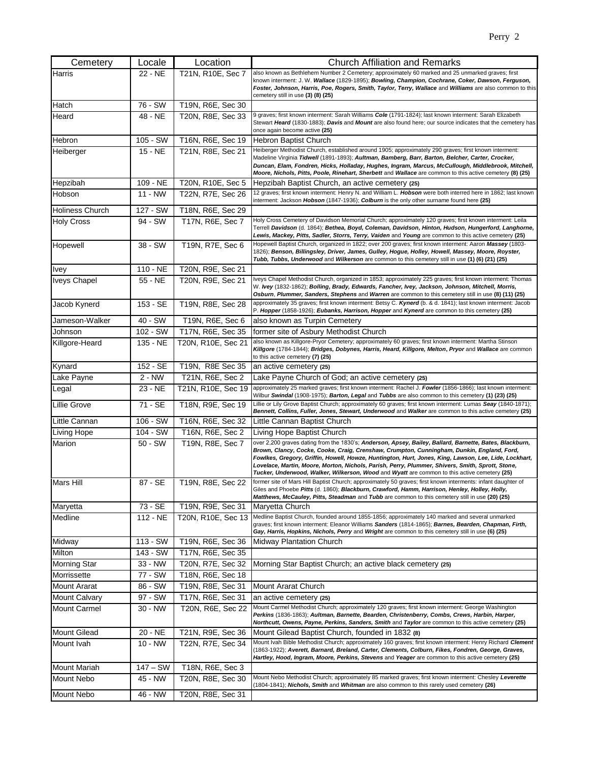| Cemetery | Locale | Location | Church Affiliation and Remarks |
|---|---|---|---|
| Harris | 22 - NE | T21N, R10E, Sec 7 | also known as Bethlehem Number 2 Cemetery; approximately 60 marked and 25 unmarked graves; first known interment: J. W. ***Wallace*** (1829-1895); ***Bowling, Champion, Cochrane, Coker, Dawson, Ferguson, Foster, Johnson, Harris, Poe, Rogers, Smith, Taylor, Terry, Wallace*** and ***Williams*** are also common to this cemetery still in use **(3) (8) (25)** |
| Hatch | 76 - SW | T19N, R6E, Sec 30 | |
| Heard | 48 - NE | T20N, R8E, Sec 33 | 9 graves; first known interment: Sarah Williams ***Cole*** (1791-1824); last known interment: Sarah Elizabeth Stewart ***Heard*** (1830-1883); ***Davis*** and ***Mount*** are also found here; our source indicates that the cemetery has once again become active **(25)** |
| Hebron | 105 - SW | T16N, R6E, Sec 19 | Hebron Baptist Church |
| Heiberger | 15 - NE | T21N, R8E, Sec 21 | Heiberger Methodist Church, established around 1905; approximately 290 graves; first known interment: Madeline Virginia ***Tidwell*** (1891-1893); ***Aultman, Bamberg, Barr, Barton, Belcher, Carter, Crocker, Duncan, Elam, Fondren, Hicks, Holladay, Hughes, Ingram, Marcus, McCullough, Middlebrook, Mitchell, Moore, Nichols, Pitts, Poole, Rinehart, Sherbett*** and ***Wallace*** are common to this active cemetery **(8) (25)** |
| Hepzibah | 109 - NE | T20N, R10E, Sec 5 | Hepzibah Baptist Church, an active cemetery **(25)** |
| Hobson | 11 - NW | T22N, R7E, Sec 26 | 12 graves; first known interment: Henry N. and William L. ***Hobson*** were both interred here in 1862; last known interment: Jackson ***Hobson*** (1847-1936); ***Colburn*** is the only other surname found here **(25)** |
| Holiness Church | 127 - SW | T18N, R6E, Sec 29 | |
| Holy Cross | 94 - SW | T17N, R6E, Sec 7 | Holy Cross Cemetery of Davidson Memorial Church; approximately 120 graves; first known interment: Leila Terrell ***Davidson*** (d. 1864); ***Bethea, Boyd, Coleman, Davidson, Hinton, Hudson, Hungerford, Langhorne, Lewis, Mackey, Pitts, Sadler, Storrs, Terry, Vaiden*** and ***Young*** are common to this active cemetery **(25)** |
| Hopewell | 38 - SW | T19N, R7E, Sec 6 | Hopewell Baptist Church, organized in 1822; over 200 graves; first known interment: Aaron ***Massey*** (1803-1826); ***Benson, Billingsley, Driver, James, Gulley, Hogue, Holley, Howell, Massey, Moore, Royster, Tubb, Tubbs, Underwood*** and ***Wilkerson*** are common to this cemetery still in use **(1) (6) (21) (25)** |
| Ivey | 110 - NE | T20N, R9E, Sec 21 | |
| Iveys Chapel | 55 - NE | T20N, R9E, Sec 21 | Iveys Chapel Methodist Church, organized in 1853; approximately 225 graves; first known interment: Thomas W. ***Ivey*** (1832-1862); ***Bolling, Brady, Edwards, Fancher, Ivey, Jackson, Johnson, Mitchell, Morris, Osburn, Plummer, Sanders, Stephens*** and ***Warren*** are common to this cemetery still in use **(8) (11) (25)** |
| Jacob Kynerd | 153 - SE | T19N, R8E, Sec 28 | approximately 35 graves; first known interment: Betsy C. ***Kynerd*** (b. & d. 1841); last known interment: Jacob P. ***Hopper*** (1858-1926); ***Eubanks, Harrison, Hopper*** and ***Kynerd*** are common to this cemetery **(25)** |
| Jameson-Walker | 40 - SW | T19N, R6E, Sec 6 | also known as Turpin Cemetery |
| Johnson | 102 - SW | T17N, R6E, Sec 35 | former site of Asbury Methodist Church |
| Killgore-Heard | 135 - NE | T20N, R10E, Sec 21 | also known as Killgore-Pryor Cemetery; approximately 60 graves; first known interment: Martha Stinson ***Killgore*** (1784-1844); ***Bridges, Dobynes, Harris, Heard, Killgore, Melton, Pryor*** and ***Wallace*** are common to this active cemetery **(7) (25)** |
| Kynard | 152 - SE | T19N, R8E Sec 35 | an active cemetery **(25)** |
| Lake Payne | 2 - NW | T21N, R6E, Sec 2 | Lake Payne Church of God; an active cemetery **(25)** |
| Legal | 23 - NE | T21N, R10E, Sec 19 | approximately 25 marked graves; first known interment: Rachel J. ***Fowler*** (1856-1866); last known interment: Wilbur ***Swindal*** (1908-1975); ***Barton, Legal*** and ***Tubbs*** are also common to this cemetery **(1) (23) (25)** |
| Lillie Grove | 71 - SE | T18N, R9E, Sec 19 | Lillie or Lily Grove Baptist Church; approximately 60 graves; first known interment: Lumas ***Seay*** (1840-1871); ***Bennett, Collins, Fuller, Jones, Stewart, Underwood*** and ***Walker*** are common to this active cemetery **(25)** |
| Little Cannan | 106 - SW | T16N, R6E, Sec 32 | Little Cannan Baptist Church |
| Living Hope | 104 - SW | T16N, R6E, Sec 2 | Living Hope Baptist Church |
| Marion | 50 - SW | T19N, R8E, Sec 7 | over 2,200 graves dating from the 1830's; ***Anderson, Apsey, Bailey, Ballard, Barnette, Bates, Blackburn, Brown, Clancy, Cocke, Cooke, Craig, Crenshaw, Crumpton, Cunningham, Dunkin, England, Ford, Fowlkes, Gregory, Griffin, Howell, Howze, Huntington, Hurt, Jones, King, Lawson, Lee, Lide, Lockhart, Lovelace, Martin, Moore, Morton, Nichols, Parish, Perry, Plummer, Shivers, Smith, Sprott, Stone, Tucker, Underwood, Walker, Wilkerson, Wood*** and ***Wyatt*** are common to this active cemetery **(25)** |
| Mars Hill | 87 - SE | T19N, R8E, Sec 22 | former site of Mars Hill Baptist Church; approximately 50 graves; first known interments: infant daughter of Giles and Phoebe ***Pitts*** (d. 1860); ***Blackburn, Crawford, Hamm, Harrison, Henley, Holley, Holly, Matthews, McCauley, Pitts, Steadman*** and ***Tubb*** are common to this cemetery still in use **(20) (25)** |
| Maryetta | 73 - SE | T19N, R9E, Sec 31 | Maryetta Church |
| Medline | 112 - NE | T20N, R10E, Sec 13 | Medline Baptist Church, founded around 1855-1856; approximately 140 marked and several unmarked graves; first known interment: Eleanor Williams ***Sanders*** (1814-1865); ***Barnes, Bearden, Chapman, Firth, Gay, Harris, Hopkins, Nichols, Perry*** and ***Wright*** are common to this cemetery still in use **(6) (25)** |
| Midway | 113 - SW | T19N, R6E, Sec 36 | Midway Plantation Church |
| Milton | 143 - SW | T17N, R6E, Sec 35 | |
| Morning Star | 33 - NW | T20N, R7E, Sec 32 | Morning Star Baptist Church; an active black cemetery **(25)** |
| Morrissette | 77 - SW | T18N, R6E, Sec 18 | |
| Mount Ararat | 86 - SW | T19N, R8E, Sec 31 | Mount Ararat Church |
| Mount Calvary | 97 - SW | T17N, R6E, Sec 31 | an active cemetery **(25)** |
| Mount Carmel | 30 - NW | T20N, R6E, Sec 22 | Mount Carmel Methodist Church; approximately 120 graves; first known interment: George Washington ***Perkins*** (1836-1863); ***Aultman, Barnette, Bearden, Christenberry, Combs, Crews, Harbin, Harper, Northcutt, Owens, Payne, Perkins, Sanders, Smith*** and ***Taylor*** are common to this active cemetery **(25)** |
| Mount Gilead | 20 - NE | T21N, R9E, Sec 36 | Mount Gilead Baptist Church, founded in 1832 **(8)** |
| Mount Ivah | 10 - NW | T22N, R7E, Sec 34 | Mount Ivah Bible Methodist Church; approximately 160 graves; first known interment: Henry Richard ***Clement*** (1863-1922); ***Averett, Barnard, Breland, Carter, Clements, Colburn, Fikes, Fondren, George, Graves, Hartley, Hood, Ingram, Moore, Perkins, Stevens*** and ***Yeager*** are common to this active cemetery **(25)** |
| Mount Mariah | 147 – SW | T18N, R6E, Sec 3 | |
| Mount Nebo | 45 - NW | T20N, R8E, Sec 30 | Mount Nebo Methodist Church; approximately 85 marked graves; first known interment: Chesley ***Leverette*** (1804-1841); ***Nichols, Smith*** and ***Whitman*** are also common to this rarely used cemetery **(26)** |
| Mount Nebo | 46 - NW | T20N, R8E, Sec 31 | |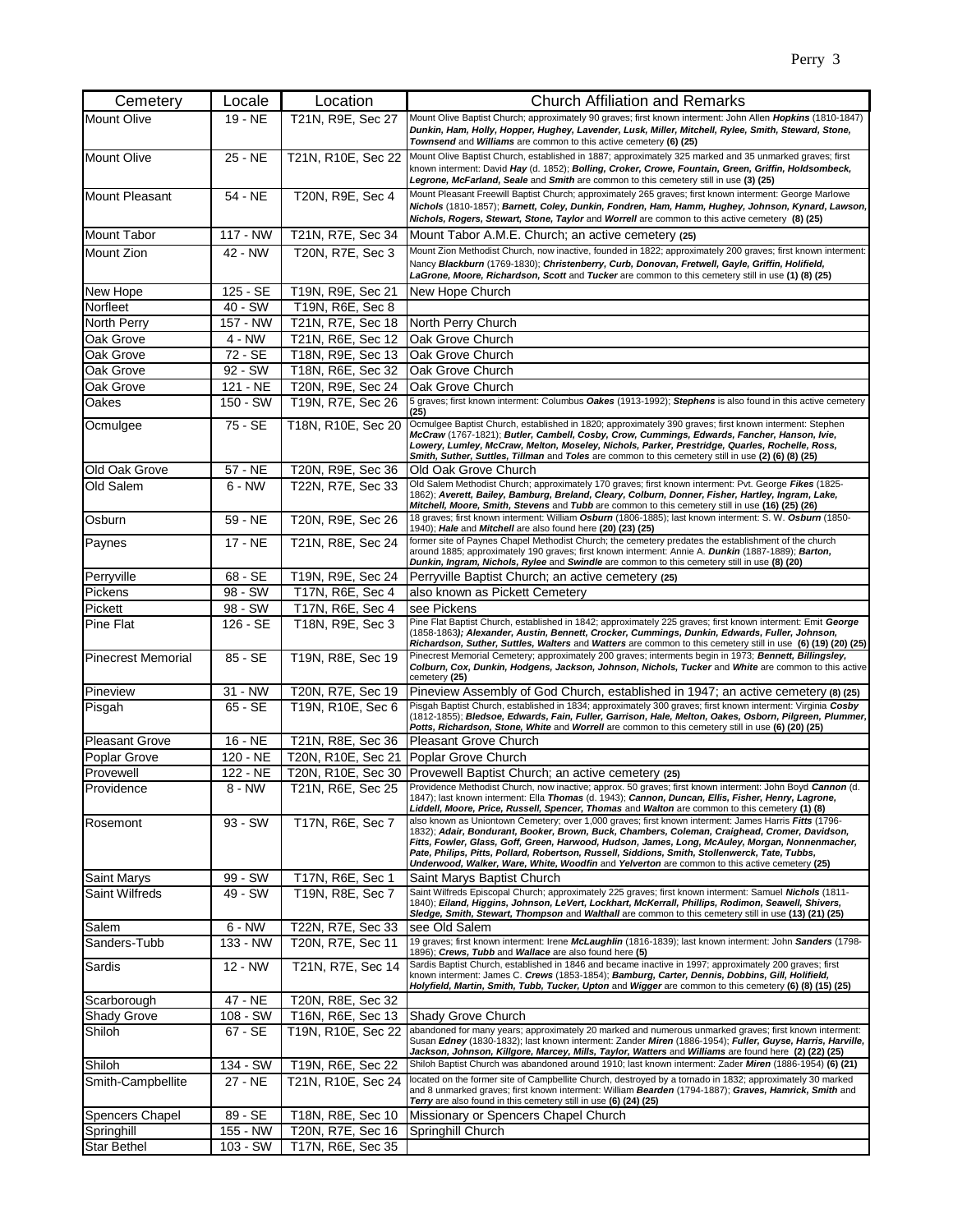| Cemetery | Locale | Location | Church Affiliation and Remarks |
|---|---|---|---|
| Mount Olive | 19 - NE | T21N, R9E, Sec 27 | Mount Olive Baptist Church; approximately 90 graves; first known interment: John Allen ***Hopkins*** (1810-1847) ***Dunkin, Ham, Holly, Hopper, Hughey, Lavender, Lusk, Miller, Mitchell, Rylee, Smith, Steward, Stone, Townsend*** and ***Williams*** are common to this active cemetery **(6) (25)** |
| Mount Olive | 25 - NE | T21N, R10E, Sec 22 | Mount Olive Baptist Church, established in 1887; approximately 325 marked and 35 unmarked graves; first known interment: David ***Hay*** (d. 1852); ***Bolling, Croker, Crowe, Fountain, Green, Griffin, Holdsombeck, Legrone, McFarland, Seale*** and ***Smith*** are common to this cemetery still in use **(3) (25)** |
| Mount Pleasant | 54 - NE | T20N, R9E, Sec 4 | Mount Pleasant Freewill Baptist Church; approximately 265 graves; first known interment: George Marlowe ***Nichols*** (1810-1857); ***Barnett, Coley, Dunkin, Fondren, Ham, Hamm, Hughey, Johnson, Kynard, Lawson, Nichols, Rogers, Stewart, Stone, Taylor*** and ***Worrell*** are common to this active cemetery **(8) (25)** |
| Mount Tabor | 117 - NW | T21N, R7E, Sec 34 | Mount Tabor A.M.E. Church; an active cemetery **(25)** |
| Mount Zion | 42 - NW | T20N, R7E, Sec 3 | Mount Zion Methodist Church, now inactive, founded in 1822; approximately 200 graves; first known interment: Nancy ***Blackburn*** (1769-1830); ***Christenberry, Curb, Donovan, Fretwell, Gayle, Griffin, Holifield, LaGrone, Moore, Richardson, Scott*** and ***Tucker*** are common to this cemetery still in use **(1) (8) (25)** |
| New Hope | 125 - SE | T19N, R9E, Sec 21 | New Hope Church |
| Norfleet | 40 - SW | T19N, R6E, Sec 8 | |
| North Perry | 157 - NW | T21N, R7E, Sec 18 | North Perry Church |
| Oak Grove | 4 - NW | T21N, R6E, Sec 12 | Oak Grove Church |
| Oak Grove | 72 - SE | T18N, R9E, Sec 13 | Oak Grove Church |
| Oak Grove | 92 - SW | T18N, R6E, Sec 32 | Oak Grove Church |
| Oak Grove | 121 - NE | T20N, R9E, Sec 24 | Oak Grove Church |
| Oakes | 150 - SW | T19N, R7E, Sec 26 | 5 graves; first known interment: Columbus ***Oakes*** (1913-1992); ***Stephens*** is also found in this active cemetery **(25)** |
| Ocmulgee | 75 - SE | T18N, R10E, Sec 20 | Ocmulgee Baptist Church, established in 1820; approximately 390 graves; first known interment: Stephen ***McCraw*** (1767-1821); ***Butler, Cambell, Cosby, Crow, Cummings, Edwards, Fancher, Hanson, Ivie, Lowery, Lumley, McCraw, Melton, Moseley, Nichols, Parker, Prestridge, Quarles, Rochelle, Ross, Smith, Suther, Suttles, Tillman*** and ***Toles*** are common to this cemetery still in use **(2) (6) (8) (25)** |
| Old Oak Grove | 57 - NE | T20N, R9E, Sec 36 | Old Oak Grove Church |
| Old Salem | 6 - NW | T22N, R7E, Sec 33 | Old Salem Methodist Church; approximately 170 graves; first known interment: Pvt. George ***Fikes*** (1825-1862); ***Averett, Bailey, Bamburg, Breland, Cleary, Colburn, Donner, Fisher, Hartley, Ingram, Lake, Mitchell, Moore, Smith, Stevens*** and ***Tubb*** are common to this cemetery still in use **(16) (25) (26)** |
| Osburn | 59 - NE | T20N, R9E, Sec 26 | 18 graves; first known interment: William ***Osburn*** (1806-1885); last known interment: S. W. ***Osburn*** (1850-1940); ***Hale*** and ***Mitchell*** are also found here **(20) (23) (25)** |
| Paynes | 17 - NE | T21N, R8E, Sec 24 | former site of Paynes Chapel Methodist Church; the cemetery predates the establishment of the church around 1885; approximately 190 graves; first known interment: Annie A. ***Dunkin*** (1887-1889); ***Barton, Dunkin, Ingram, Nichols, Rylee*** and ***Swindle*** are common to this cemetery still in use **(8) (20)** |
| Perryville | 68 - SE | T19N, R9E, Sec 24 | Perryville Baptist Church; an active cemetery **(25)** |
| Pickens | 98 - SW | T17N, R6E, Sec 4 | also known as Pickett Cemetery |
| Pickett | 98 - SW | T17N, R6E, Sec 4 | see Pickens |
| Pine Flat | 126 - SE | T18N, R9E, Sec 3 | Pine Flat Baptist Church, established in 1842; approximately 225 graves; first known interment: Emit ***George*** (1858-1863***); Alexander, Austin, Bennett, Crocker, Cummings, Dunkin, Edwards, Fuller, Johnson, Richardson, Suther, Suttles, Walters*** and ***Watters*** are common to this cemetery still in use **(6) (19) (20) (25)** |
| Pinecrest Memorial | 85 - SE | T19N, R8E, Sec 19 | Pinecrest Memorial Cemetery; approximately 200 graves; interments begin in 1973; ***Bennett, Billingsley, Colburn, Cox, Dunkin, Hodgens, Jackson, Johnson, Nichols, Tucker*** and ***White*** are common to this active cemetery **(25)** |
| Pineview | 31 - NW | T20N, R7E, Sec 19 | Pineview Assembly of God Church, established in 1947; an active cemetery **(8) (25)** |
| Pisgah | 65 - SE | T19N, R10E, Sec 6 | Pisgah Baptist Church, established in 1834; approximately 300 graves; first known interment: Virginia ***Cosby*** (1812-1855); ***Bledsoe, Edwards, Fain, Fuller, Garrison, Hale, Melton, Oakes, Osborn, Pilgreen, Plummer, Potts, Richardson, Stone, White*** and ***Worrell*** are common to this cemetery still in use **(6) (20) (25)** |
| Pleasant Grove | 16 - NE | T21N, R8E, Sec 36 | Pleasant Grove Church |
| Poplar Grove | 120 - NE | T20N, R10E, Sec 21 | Poplar Grove Church |
| Provewell | 122 - NE | T20N, R10E, Sec 30 | Provewell Baptist Church; an active cemetery **(25)** |
| Providence | 8 - NW | T21N, R6E, Sec 25 | Providence Methodist Church, now inactive; approx. 50 graves; first known interment: John Boyd ***Cannon*** (d. 1847); last known interment: Ella ***Thomas*** (d. 1943); ***Cannon, Duncan, Ellis, Fisher, Henry, Lagrone, Liddell, Moore, Price, Russell, Spencer, Thomas*** and ***Walton*** are common to this cemetery **(1) (8)** |
| Rosemont | 93 - SW | T17N, R6E, Sec 7 | also known as Uniontown Cemetery; over 1,000 graves; first known interment: James Harris ***Fitts*** (1796-1832); ***Adair, Bondurant, Booker, Brown, Buck, Chambers, Coleman, Craighead, Cromer, Davidson, Fitts, Fowler, Glass, Goff, Green, Harwood, Hudson, James, Long, McAuley, Morgan, Nonnenmacher, Pate, Philips, Pitts, Pollard, Robertson, Russell, Siddions, Smith, Stollenwerck, Tate, Tubbs, Underwood, Walker, Ware, White, Woodfin*** and ***Yelverton*** are common to this active cemetery **(25)** |
| Saint Marys | 99 - SW | T17N, R6E, Sec 1 | Saint Marys Baptist Church |
| Saint Wilfreds | 49 - SW | T19N, R8E, Sec 7 | Saint Wilfreds Episcopal Church; approximately 225 graves; first known interment: Samuel ***Nichols*** (1811-1840); ***Eiland, Higgins, Johnson, LeVert, Lockhart, McKerrall, Phillips, Rodimon, Seawell, Shivers, Sledge, Smith, Stewart, Thompson*** and ***Walthall*** are common to this cemetery still in use **(13) (21) (25)** |
| Salem | 6 - NW | T22N, R7E, Sec 33 | see Old Salem |
| Sanders-Tubb | 133 - NW | T20N, R7E, Sec 11 | 19 graves; first known interment: Irene ***McLaughlin*** (1816-1839); last known interment: John ***Sanders*** (1798-1896); ***Crews, Tubb*** and ***Wallace*** are also found here **(5)** |
| Sardis | 12 - NW | T21N, R7E, Sec 14 | Sardis Baptist Church, established in 1846 and became inactive in 1997; approximately 200 graves; first known interment: James C. ***Crews*** (1853-1854); ***Bamburg, Carter, Dennis, Dobbins, Gill, Holifield, Holyfield, Martin, Smith, Tubb, Tucker, Upton*** and ***Wigger*** are common to this cemetery **(6) (8) (15) (25)** |
| Scarborough | 47 - NE | T20N, R8E, Sec 32 | |
| Shady Grove | 108 - SW | T16N, R6E, Sec 13 | Shady Grove Church |
| Shiloh | 67 - SE | T19N, R10E, Sec 22 | abandoned for many years; approximately 20 marked and numerous unmarked graves; first known interment: Susan ***Edney*** (1830-1832); last known interment: Zander ***Miren*** (1886-1954); ***Fuller, Guyse, Harris, Harville, Jackson, Johnson, Killgore, Marcey, Mills, Taylor, Watters*** and ***Williams*** are found here **(2) (22) (25)** |
| Shiloh | 134 - SW | T19N, R6E, Sec 22 | Shiloh Baptist Church was abandoned around 1910; last known interment: Zader ***Miren*** (1886-1954) **(6) (21)** |
| Smith-Campbellite | 27 - NE | T21N, R10E, Sec 24 | located on the former site of Campbellite Church, destroyed by a tornado in 1832; approximately 30 marked and 8 unmarked graves; first known interment: William ***Bearden*** (1794-1887); ***Graves, Hamrick, Smith*** and ***Terry*** are also found in this cemetery still in use **(6) (24) (25)** |
| Spencers Chapel | 89 - SE | T18N, R8E, Sec 10 | Missionary or Spencers Chapel Church |
| Springhill | 155 - NW | T20N, R7E, Sec 16 | Springhill Church |
| Star Bethel | 103 - SW | T17N, R6E, Sec 35 | |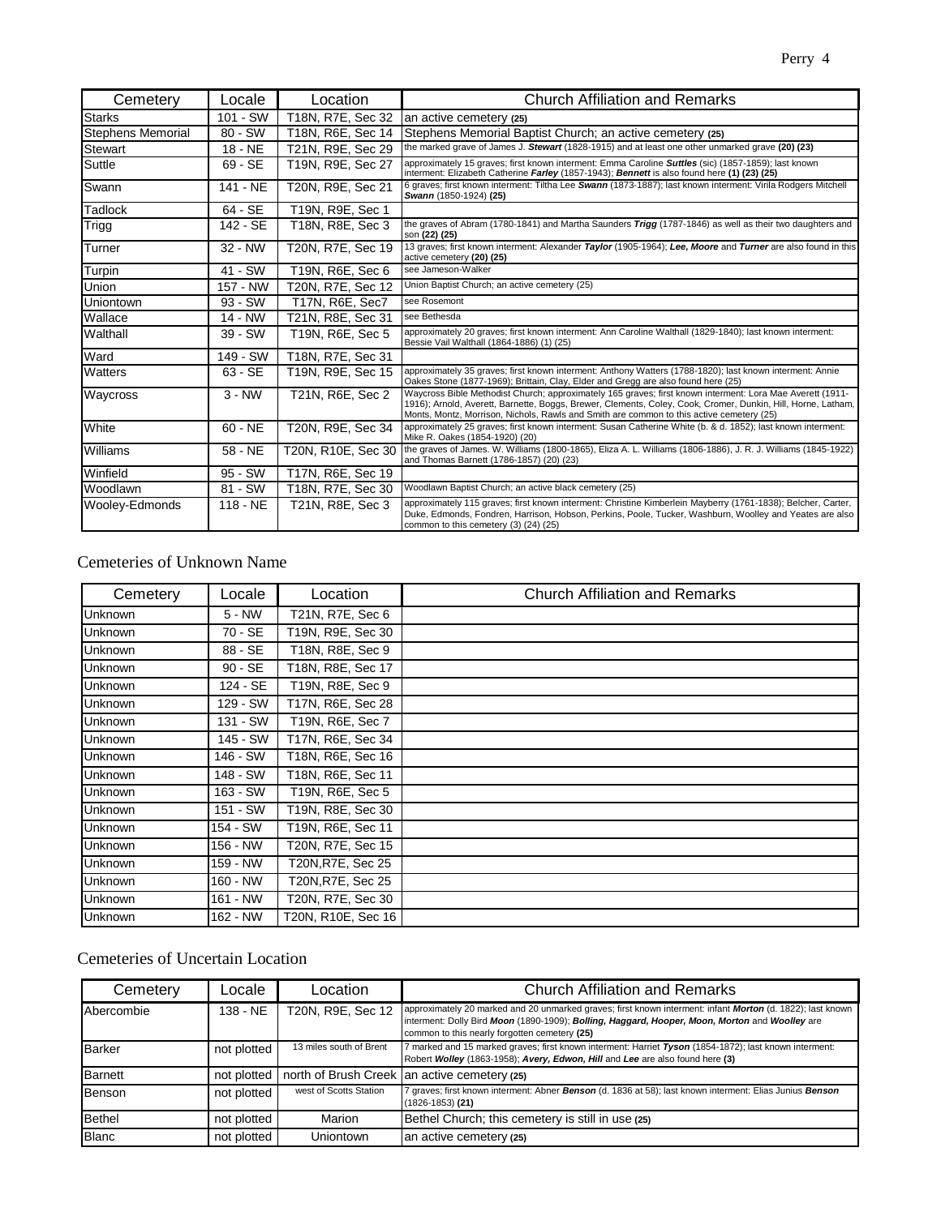| Cemetery | Locale | Location | Church Affiliation and Remarks |
| --- | --- | --- | --- |
| Starks | 101 - SW | T18N, R7E, Sec 32 | an active cemetery **(25)** |
| Stephens Memorial | 80 - SW | T18N, R6E, Sec 14 | Stephens Memorial Baptist Church; an active cemetery **(25)** |
| Stewart | 18 - NE | T21N, R9E, Sec 29 | the marked grave of James J. ***Stewart*** (1828-1915) and at least one other unmarked grave **(20) (23)** |
| Suttle | 69 - SE | T19N, R9E, Sec 27 | approximately 15 graves; first known interment: Emma Caroline ***Suttles*** (sic) (1857-1859); last known interment: Elizabeth Catherine ***Farley*** (1857-1943); ***Bennett*** is also found here **(1) (23) (25)** |
| Swann | 141 - NE | T20N, R9E, Sec 21 | 6 graves; first known interment: Tiltha Lee ***Swann*** (1873-1887); last known interment: Virila Rodgers Mitchell ***Swann*** (1850-1924) **(25)** |
| Tadlock | 64 - SE | T19N, R9E, Sec 1 | |
| Trigg | 142 - SE | T18N, R8E, Sec 3 | the graves of Abram (1780-1841) and Martha Saunders ***Trigg*** (1787-1846) as well as their two daughters and son **(22) (25)** |
| Turner | 32 - NW | T20N, R7E, Sec 19 | 13 graves; first known interment: Alexander ***Taylor*** (1905-1964); ***Lee, Moore*** and ***Turner*** are also found in this active cemetery **(20) (25)** |
| Turpin | 41 - SW | T19N, R6E, Sec 6 | see Jameson-Walker |
| Union | 157 - NW | T20N, R7E, Sec 12 | Union Baptist Church; an active cemetery (25) |
| Uniontown | 93 - SW | T17N, R6E, Sec7 | see Rosemont |
| Wallace | 14 - NW | T21N, R8E, Sec 31 | see Bethesda |
| Walthall | 39 - SW | T19N, R6E, Sec 5 | approximately 20 graves; first known interment: Ann Caroline Walthall (1829-1840); last known interment: Bessie Vail Walthall (1864-1886) (1) (25) |
| Ward | 149 - SW | T18N, R7E, Sec 31 | |
| Watters | 63 - SE | T19N, R9E, Sec 15 | approximately 35 graves; first known interment: Anthony Watters (1788-1820); last known interment: Annie Oakes Stone (1877-1969); Brittain, Clay, Elder and Gregg are also found here (25) |
| Waycross | 3 - NW | T21N, R6E, Sec 2 | Waycross Bible Methodist Church; approximately 165 graves; first known interment: Lora Mae Averett (1911-1916); Arnold, Averett, Barnette, Boggs, Brewer, Clements, Coley, Cook, Cromer, Dunkin, Hill, Horne, Latham, Monts, Montz, Morrison, Nichols, Rawls and Smith are common to this active cemetery (25) |
| White | 60 - NE | T20N, R9E, Sec 34 | approximately 25 graves; first known interment: Susan Catherine White (b. & d. 1852); last known interment: Mike R. Oakes (1854-1920) (20) |
| Williams | 58 - NE | T20N, R10E, Sec 30 | the graves of James. W. Williams (1800-1865), Eliza A. L. Williams (1806-1886), J. R. J. Williams (1845-1922) and Thomas Barnett (1786-1857) (20) (23) |
| Winfield | 95 - SW | T17N, R6E, Sec 19 | |
| Woodlawn | 81 - SW | T18N, R7E, Sec 30 | Woodlawn Baptist Church; an active black cemetery (25) |
| Wooley-Edmonds | 118 - NE | T21N, R8E, Sec 3 | approximately 115 graves; first known interment: Christine Kimberlein Mayberry (1761-1838); Belcher, Carter, Duke, Edmonds, Fondren, Harrison, Hobson, Perkins, Poole, Tucker, Washburn, Woolley and Yeates are also common to this cemetery (3) (24) (25) |

## Cemeteries of Unknown Name

| Cemetery | Locale | Location | Church Affiliation and Remarks |
| --- | --- | --- | --- |
| Unknown | 5 - NW | T21N, R7E, Sec 6 | |
| Unknown | 70 - SE | T19N, R9E, Sec 30 | |
| Unknown | 88 - SE | T18N, R8E, Sec 9 | |
| Unknown | 90 - SE | T18N, R8E, Sec 17 | |
| Unknown | 124 - SE | T19N, R8E, Sec 9 | |
| Unknown | 129 - SW | T17N, R6E, Sec 28 | |
| Unknown | 131 - SW | T19N, R6E, Sec 7 | |
| Unknown | 145 - SW | T17N, R6E, Sec 34 | |
| Unknown | 146 - SW | T18N, R6E, Sec 16 | |
| Unknown | 148 - SW | T18N, R6E, Sec 11 | |
| Unknown | 163 - SW | T19N, R6E, Sec 5 | |
| Unknown | 151 - SW | T19N, R8E, Sec 30 | |
| Unknown | 154 - SW | T19N, R6E, Sec 11 | |
| Unknown | 156 - NW | T20N, R7E, Sec 15 | |
| Unknown | 159 - NW | T20N,R7E, Sec 25 | |
| Unknown | 160 - NW | T20N,R7E, Sec 25 | |
| Unknown | 161 - NW | T20N, R7E, Sec 30 | |
| Unknown | 162 - NW | T20N, R10E, Sec 16 | |

## Cemeteries of Uncertain Location

| Cemetery | Locale | Location | Church Affiliation and Remarks |
| --- | --- | --- | --- |
| Abercombie | 138 - NE | T20N, R9E, Sec 12 | approximately 20 marked and 20 unmarked graves; first known interment: infant ***Morton*** (d. 1822); last known interment: Dolly Bird ***Moon*** (1890-1909); ***Bolling, Haggard, Hooper, Moon, Morton*** and ***Woolley*** are common to this nearly forgotten cemetery **(25)** |
| Barker | not plotted | 13 miles south of Brent | 7 marked and 15 marked graves; first known interment: Harriet ***Tyson*** (1854-1872); last known interment: Robert ***Wolley*** (1863-1958); ***Avery, Edwon, Hill*** and ***Lee*** are also found here **(3)** |
| Barnett | not plotted | north of Brush Creek | an active cemetery **(25)** |
| Benson | not plotted | west of Scotts Station | 7 graves; first known interment: Abner ***Benson*** (d. 1836 at 58); last known interment: Elias Junius ***Benson*** (1826-1853) **(21)** |
| Bethel | not plotted | Marion | Bethel Church; this cemetery is still in use **(25)** |
| Blanc | not plotted | Uniontown | an active cemetery **(25)** |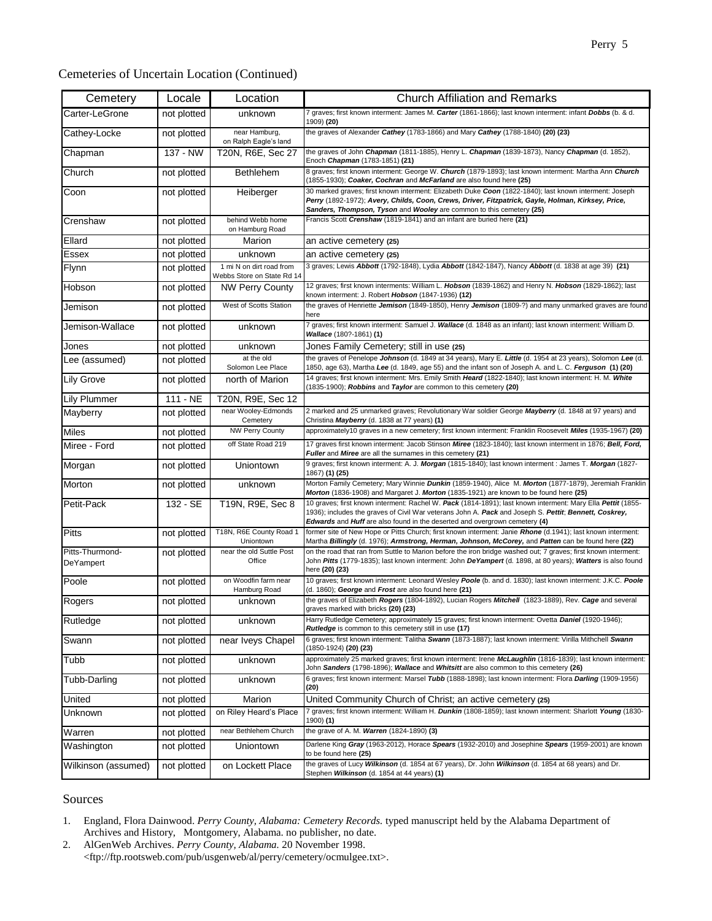Cemeteries of Uncertain Location (Continued)

| Cemetery | Locale | Location | Church Affiliation and Remarks |
|---|---|---|---|
| Carter-LeGrone | not plotted | unknown | 7 graves; first known interment: James M. ***Carter*** (1861-1866); last known interment: infant ***Dobbs*** (b. & d. 1909) **(20)** |
| Cathey-Locke | not plotted | near Hamburg, on Ralph Eagle's land | the graves of Alexander ***Cathey*** (1783-1866) and Mary ***Cathey*** (1788-1840) **(20) (23)** |
| Chapman | 137 - NW | T20N, R6E, Sec 27 | the graves of John ***Chapman*** (1811-1885), Henry L. ***Chapman*** (1839-1873), Nancy ***Chapman*** (d. 1852), Enoch ***Chapman*** (1783-1851) **(21)** |
| Church | not plotted | Bethlehem | 8 graves; first known interment: George W. ***Church*** (1879-1893); last known interment: Martha Ann ***Church*** (1855-1930); ***Coaker, Cochran*** and ***McFarland*** are also found here **(25)** |
| Coon | not plotted | Heiberger | 30 marked graves; first known interment: Elizabeth Duke ***Coon*** (1822-1840); last known interment: Joseph ***Perry*** (1892-1972); ***Avery, Childs, Coon, Crews, Driver, Fitzpatrick, Gayle, Holman, Kirksey, Price, Sanders, Thompson, Tyson*** and ***Wooley*** are common to this cemetery **(25)** |
| Crenshaw | not plotted | behind Webb home on Hamburg Road | Francis Scott ***Crenshaw*** (1819-1841) and an infant are buried here **(21)** |
| Ellard | not plotted | Marion | an active cemetery **(25)** |
| Essex | not plotted | unknown | an active cemetery **(25)** |
| Flynn | not plotted | 1 mi N on dirt road from Webbs Store on State Rd 14 | 3 graves; Lewis ***Abbott*** (1792-1848), Lydia ***Abbott*** (1842-1847), Nancy ***Abbott*** (d. 1838 at age 39) **(21)** |
| Hobson | not plotted | NW Perry County | 12 graves; first known interments: William L. ***Hobson*** (1839-1862) and Henry N. ***Hobson*** (1829-1862); last known interment: J. Robert ***Hobson*** (1847-1936) **(12)** |
| Jemison | not plotted | West of Scotts Station | the graves of Henriette ***Jemison*** (1849-1850), Henry ***Jemison*** (1809-?) and many unmarked graves are found here |
| Jemison-Wallace | not plotted | unknown | 7 graves; first known interment: Samuel J. ***Wallace*** (d. 1848 as an infant); last known interment: William D. ***Wallace*** (180?-1861) **(1)** |
| Jones | not plotted | unknown | Jones Family Cemetery; still in use **(25)** |
| Lee (assumed) | not plotted | at the old Solomon Lee Place | the graves of Penelope ***Johnson*** (d. 1849 at 34 years), Mary E. ***Little*** (d. 1954 at 23 years), Solomon ***Lee*** (d. 1850, age 63), Martha ***Lee*** (d. 1849, age 55) and the infant son of Joseph A. and L. C. ***Ferguson*** **(1) (20)** |
| Lily Grove | not plotted | north of Marion | 14 graves; first known interment: Mrs. Emily Smith ***Heard*** (1822-1840); last known interment: H. M. ***White*** (1835-1900); ***Robbins*** and ***Taylor*** are common to this cemetery **(20)** |
| Lily Plummer | 111 - NE | T20N, R9E, Sec 12 | |
| Mayberry | not plotted | near Wooley-Edmonds Cemetery | 2 marked and 25 unmarked graves; Revolutionary War soldier George ***Mayberry*** (d. 1848 at 97 years) and Christina ***Mayberry*** (d. 1838 at 77 years) **(1)** |
| Miles | not plotted | NW Perry County | approximately10 graves in a new cemetery; first known interment: Franklin Roosevelt ***Miles*** (1935-1967) **(20)** |
| Miree - Ford | not plotted | off State Road 219 | 17 graves first known interment: Jacob Stinson ***Miree*** (1823-1840); last known interment in 1876; ***Bell, Ford, Fuller*** and ***Miree*** are all the surnames in this cemetery **(21)** |
| Morgan | not plotted | Uniontown | 9 graves; first known interment: A. J. ***Morgan*** (1815-1840); last known interment : James T. ***Morgan*** (1827-1867) **(1) (25)** |
| Morton | not plotted | unknown | Morton Family Cemetery; Mary Winnie ***Dunkin*** (1859-1940), Alice M. ***Morton*** (1877-1879), Jeremiah Franklin ***Morton*** (1836-1908) and Margaret J. ***Morton*** (1835-1921) are known to be found here **(25)** |
| Petit-Pack | 132 - SE | T19N, R9E, Sec 8 | 10 graves; first known interment: Rachel W. ***Pack*** (1814-1891); last known interment: Mary Ella ***Pettit*** (1855-1936); includes the graves of Civil War veterans John A. ***Pack*** and Joseph S. ***Pettit***; ***Bennett, Coskrey, Edwards*** and ***Huff*** are also found in the deserted and overgrown cemetery **(4)** |
| Pitts | not plotted | T18N, R6E County Road 1 Uniontown | former site of New Hope or Pitts Church; first known interment: Janie ***Rhone*** (d.1941); last known interment: Martha ***Billingly*** (d. 1976); ***Armstrong, Herman, Johnson, McCorey,*** and ***Patten*** can be found here **(22)** |
| Pitts-Thurmond-DeYampert | not plotted | near the old Suttle Post Office | on the road that ran from Suttle to Marion before the iron bridge washed out; 7 graves; first known interment: John ***Pitts*** (1779-1835); last known interment: John ***DeYampert*** (d. 1898, at 80 years); ***Watters*** is also found here **(20) (23)** |
| Poole | not plotted | on Woodfin farm near Hamburg Road | 10 graves; first known interment: Leonard Wesley ***Poole*** (b. and d. 1830); last known interment: J.K.C. ***Poole*** (d. 1860); ***George*** and ***Frost*** are also found here **(21)** |
| Rogers | not plotted | unknown | the graves of Elizabeth ***Rogers*** (1804-1892), Lucian Rogers ***Mitchell*** (1823-1889), Rev. ***Cage*** and several graves marked with bricks **(20) (23)** |
| Rutledge | not plotted | unknown | Harry Rutledge Cemetery; approximately 15 graves; first known interment: Ovetta ***Daniel*** (1920-1946); ***Rutledge*** is common to this cemetery still in use **(17)** |
| Swann | not plotted | near Iveys Chapel | 6 graves; first known interment: Talitha ***Swann*** (1873-1887); last known interment: Virilla Mithchell ***Swann*** (1850-1924) **(20) (23)** |
| Tubb | not plotted | unknown | approximately 25 marked graves; first known interment: Irene ***McLaughlin*** (1816-1839); last known interment: John ***Sanders*** (1798-1896); ***Wallace*** and ***Whitsitt*** are also common to this cemetery **(26)** |
| Tubb-Darling | not plotted | unknown | 6 graves; first known interment: Marsel ***Tubb*** (1888-1898); last known interment: Flora ***Darling*** (1909-1956) **(20)** |
| United | not plotted | Marion | United Community Church of Christ; an active cemetery **(25)** |
| Unknown | not plotted | on Riley Heard's Place | 7 graves; first known interment: William H. ***Dunkin*** (1808-1859); last known interment: Sharlott ***Young*** (1830-1900) **(1)** |
| Warren | not plotted | near Bethlehem Church | the grave of A. M. ***Warren*** (1824-1890) **(3)** |
| Washington | not plotted | Uniontown | Darlene King ***Gray*** (1963-2012), Horace ***Spears*** (1932-2010) and Josephine ***Spears*** (1959-2001) are known to be found here **(25)** |
| Wilkinson (assumed) | not plotted | on Lockett Place | the graves of Lucy ***Wilkinson*** (d. 1854 at 67 years), Dr. John ***Wilkinson*** (d. 1854 at 68 years) and Dr. Stephen ***Wilkinson*** (d. 1854 at 44 years) **(1)** |

## Sources

1. England, Flora Dainwood. *Perry County, Alabama: Cemetery Records.* typed manuscript held by the Alabama Department of Archives and History, Montgomery, Alabama. no publisher, no date.
2. AlGenWeb Archives. *Perry County, Alabama.* 20 November 1998. <ftp://ftp.rootsweb.com/pub/usgenweb/al/perry/cemetery/ocmulgee.txt>.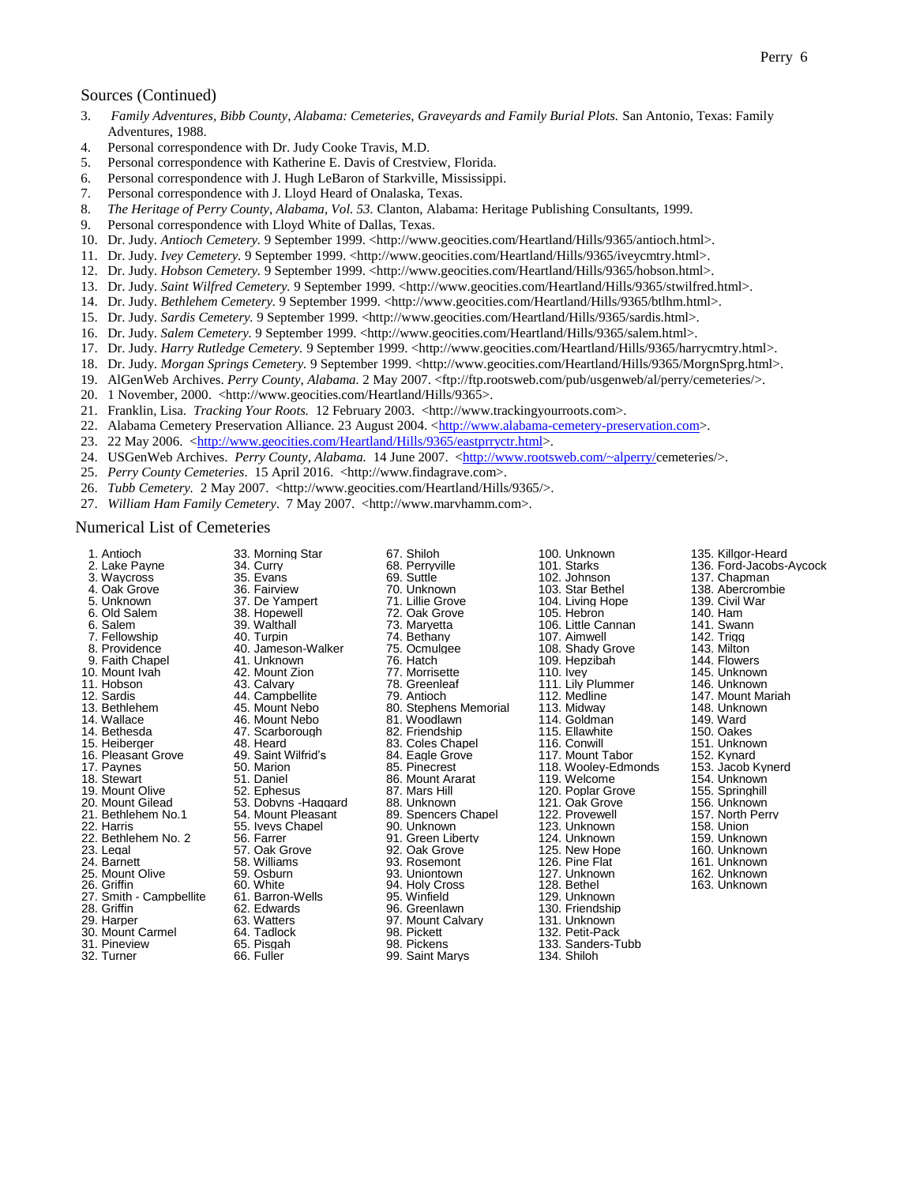## Sources (Continued)

3. *Family Adventures, Bibb County, Alabama: Cemeteries, Graveyards and Family Burial Plots.* San Antonio, Texas: Family Adventures, 1988.
4. Personal correspondence with Dr. Judy Cooke Travis, M.D.
5. Personal correspondence with Katherine E. Davis of Crestview, Florida.
6. Personal correspondence with J. Hugh LeBaron of Starkville, Mississippi.
7. Personal correspondence with J. Lloyd Heard of Onalaska, Texas.
8. *The Heritage of Perry County, Alabama, Vol. 53.* Clanton, Alabama: Heritage Publishing Consultants, 1999.
9. Personal correspondence with Lloyd White of Dallas, Texas.
10. Dr. Judy. *Antioch Cemetery.* 9 September 1999. <http://www.geocities.com/Heartland/Hills/9365/antioch.html>.
11. Dr. Judy. *Ivey Cemetery.* 9 September 1999. <http://www.geocities.com/Heartland/Hills/9365/iveycmtry.html>.
12. Dr. Judy. *Hobson Cemetery.* 9 September 1999. <http://www.geocities.com/Heartland/Hills/9365/hobson.html>.
13. Dr. Judy. *Saint Wilfred Cemetery.* 9 September 1999. <http://www.geocities.com/Heartland/Hills/9365/stwilfred.html>.
14. Dr. Judy. *Bethlehem Cemetery.* 9 September 1999. <http://www.geocities.com/Heartland/Hills/9365/btlhm.html>.
15. Dr. Judy. *Sardis Cemetery.* 9 September 1999. <http://www.geocities.com/Heartland/Hills/9365/sardis.html>.
16. Dr. Judy. *Salem Cemetery.* 9 September 1999. <http://www.geocities.com/Heartland/Hills/9365/salem.html>.
17. Dr. Judy. *Harry Rutledge Cemetery.* 9 September 1999. <http://www.geocities.com/Heartland/Hills/9365/harrycmtry.html>.
18. Dr. Judy. *Morgan Springs Cemetery.* 9 September 1999. <http://www.geocities.com/Heartland/Hills/9365/MorgnSprg.html>.
19. AlGenWeb Archives. *Perry County, Alabama.* 2 May 2007. <ftp://ftp.rootsweb.com/pub/usgenweb/al/perry/cemeteries/>.
20. 1 November, 2000. <http://www.geocities.com/Heartland/Hills/9365>.
21. Franklin, Lisa. *Tracking Your Roots.* 12 February 2003. <http://www.trackingyourroots.com>.
22. Alabama Cemetery Preservation Alliance. 23 August 2004. <http://www.alabama-cemetery-preservation.com>.
23. 22 May 2006. <http://www.geocities.com/Heartland/Hills/9365/eastprryctr.html>.
24. USGenWeb Archives. *Perry County, Alabama.* 14 June 2007. <http://www.rootsweb.com/~alperry/cemeteries/>.
25. *Perry County Cemeteries.* 15 April 2016. <http://www.findagrave.com>.
26. *Tubb Cemetery.* 2 May 2007. <http://www.geocities.com/Heartland/Hills/9365/>.
27. *William Ham Family Cemetery.* 7 May 2007. <http://www.maryhamm.com>.

## Numerical List of Cemeteries

1. Antioch
2. Lake Payne
3. Waycross
4. Oak Grove
5. Unknown
6. Old Salem
6. Salem
7. Fellowship
8. Providence
9. Faith Chapel
10. Mount Ivah
11. Hobson
12. Sardis
13. Bethlehem
14. Wallace
14. Bethesda
15. Heiberger
16. Pleasant Grove
17. Paynes
18. Stewart
19. Mount Olive
20. Mount Gilead
21. Bethlehem No.1
22. Harris
22. Bethlehem No. 2
23. Legal
24. Barnett
25. Mount Olive
26. Griffin
27. Smith - Campbellite
28. Griffin
29. Harper
30. Mount Carmel
31. Pineview
32. Turner
33. Morning Star
34. Curry
35. Evans
36. Fairview
37. De Yampert
38. Hopewell
39. Walthall
40. Turpin
40. Jameson-Walker
41. Unknown
42. Mount Zion
43. Calvary
44. Campbellite
45. Mount Nebo
46. Mount Nebo
47. Scarborough
48. Heard
49. Saint Wilfrid's
50. Marion
51. Daniel
52. Ephesus
53. Dobyns -Haggard
54. Mount Pleasant
55. Iveys Chapel
56. Farrer
57. Oak Grove
58. Williams
59. Osburn
60. White
61. Barron-Wells
62. Edwards
63. Watters
64. Tadlock
65. Pisgah
66. Fuller
67. Shiloh
68. Perryville
69. Suttle
70. Unknown
71. Lillie Grove
72. Oak Grove
73. Maryetta
74. Bethany
75. Ocmulgee
76. Hatch
77. Morrisette
78. Greenleaf
79. Antioch
80. Stephens Memorial
81. Woodlawn
82. Friendship
83. Coles Chapel
84. Eagle Grove
85. Pinecrest
86. Mount Ararat
87. Mars Hill
88. Unknown
89. Spencers Chapel
90. Unknown
91. Green Liberty
92. Oak Grove
93. Rosemont
93. Uniontown
94. Holy Cross
95. Winfield
96. Greenlawn
97. Mount Calvary
98. Pickett
98. Pickens
99. Saint Marys
100. Unknown
101. Starks
102. Johnson
103. Star Bethel
104. Living Hope
105. Hebron
106. Little Cannan
107. Aimwell
108. Shady Grove
109. Hepzibah
110. Ivey
111. Lily Plummer
112. Medline
113. Midway
114. Goldman
115. Ellawhite
116. Conwill
117. Mount Tabor
118. Wooley-Edmonds
119. Welcome
120. Poplar Grove
121. Oak Grove
122. Provewell
123. Unknown
124. Unknown
125. New Hope
126. Pine Flat
127. Unknown
128. Bethel
129. Unknown
130. Friendship
131. Unknown
132. Petit-Pack
133. Sanders-Tubb
134. Shiloh
135. Killgor-Heard
136. Ford-Jacobs-Aycock
137. Chapman
138. Abercrombie
139. Civil War
140. Ham
141. Swann
142. Trigg
143. Milton
144. Flowers
145. Unknown
146. Unknown
147. Mount Mariah
148. Unknown
149. Ward
150. Oakes
151. Unknown
152. Kynard
153. Jacob Kynerd
154. Unknown
155. Springhill
156. Unknown
157. North Perry
158. Union
159. Unknown
160. Unknown
161. Unknown
162. Unknown
163. Unknown